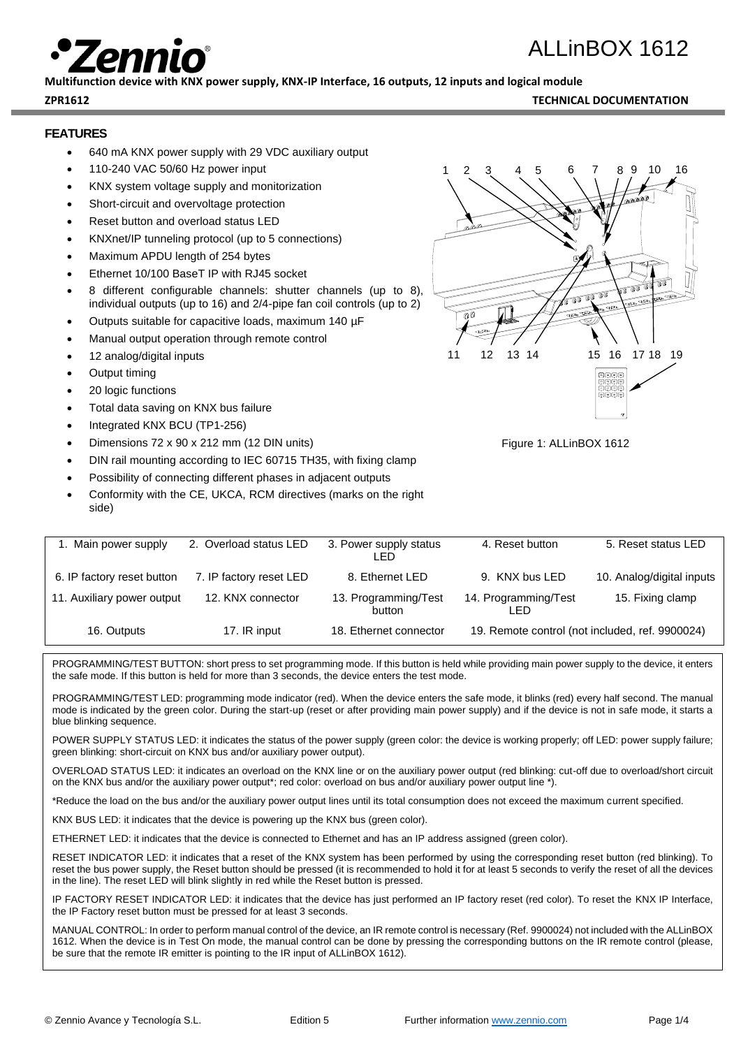# ALLinBOX 1612

**Multifunction device with KNX power supply, KNX-IP Interface, 16 outputs, 12 inputs and logical module**

**ZPR1612** **TECHNICAL DOCUMENTATION**

## FEATURES

- 640 mA KNX power supply with 29 VDC auxiliary output
- 110-240 VAC 50/60 Hz power input
- KNX system voltage supply and monitorization
- Short-circuit and overvoltage protection
- Reset button and overload status LED
- KNXnet/IP tunneling protocol (up to 5 connections)
- Maximum APDU length of 254 bytes
- Ethernet 10/100 BaseT IP with RJ45 socket
- 8 different configurable channels: shutter channels (up to 8), individual outputs (up to 16) and 2/4-pipe fan coil controls (up to 2)
- Outputs suitable for capacitive loads, maximum 140 µF
- Manual output operation through remote control
- 12 analog/digital inputs
- Output timing
- 20 logic functions
- Total data saving on KNX bus failure
- Integrated KNX BCU (TP1-256)
- Dimensions 72 x 90 x 212 mm (12 DIN units)
- DIN rail mounting according to IEC 60715 TH35, with fixing clamp
- Possibility of connecting different phases in adjacent outputs
- Conformity with the CE, UKCA, RCM directives (marks on the right side)

Figure 1: ALLinBOX 1612

| | | | | |
|---|---|---|---|---|
| 1. Main power supply | 2. Overload status LED | 3. Power supply status LED | 4. Reset button | 5. Reset status LED |
| 6. IP factory reset button | 7. IP factory reset LED | 8. Ethernet LED | 9. KNX bus LED | 10. Analog/digital inputs |
| 11. Auxiliary power output | 12. KNX connector | 13. Programming/Test button | 14. Programming/Test LED | 15. Fixing clamp |
| 16. Outputs | 17. IR input | 18. Ethernet connector | 19. Remote control (not included, ref. 9900024) | |

PROGRAMMING/TEST BUTTON: short press to set programming mode. If this button is held while providing main power supply to the device, it enters the safe mode. If this button is held for more than 3 seconds, the device enters the test mode.

PROGRAMMING/TEST LED: programming mode indicator (red). When the device enters the safe mode, it blinks (red) every half second. The manual mode is indicated by the green color. During the start-up (reset or after providing main power supply) and if the device is not in safe mode, it starts a blue blinking sequence.

POWER SUPPLY STATUS LED: it indicates the status of the power supply (green color: the device is working properly; off LED: power supply failure; green blinking: short-circuit on KNX bus and/or auxiliary power output).

OVERLOAD STATUS LED: it indicates an overload on the KNX line or on the auxiliary power output (red blinking: cut-off due to overload/short circuit on the KNX bus and/or the auxiliary power output*; red color: overload on bus and/or auxiliary power output line *).

*Reduce the load on the bus and/or the auxiliary power output lines until its total consumption does not exceed the maximum current specified.

KNX BUS LED: it indicates that the device is powering up the KNX bus (green color).

ETHERNET LED: it indicates that the device is connected to Ethernet and has an IP address assigned (green color).

RESET INDICATOR LED: it indicates that a reset of the KNX system has been performed by using the corresponding reset button (red blinking). To reset the bus power supply, the Reset button should be pressed (it is recommended to hold it for at least 5 seconds to verify the reset of all the devices in the line). The reset LED will blink slightly in red while the Reset button is pressed.

IP FACTORY RESET INDICATOR LED: it indicates that the device has just performed an IP factory reset (red color). To reset the KNX IP Interface, the IP Factory reset button must be pressed for at least 3 seconds.

MANUAL CONTROL: In order to perform manual control of the device, an IR remote control is necessary (Ref. 9900024) not included with the ALLinBOX 1612. When the device is in Test On mode, the manual control can be done by pressing the corresponding buttons on the IR remote control (please, be sure that the remote IR emitter is pointing to the IR input of ALLinBOX 1612).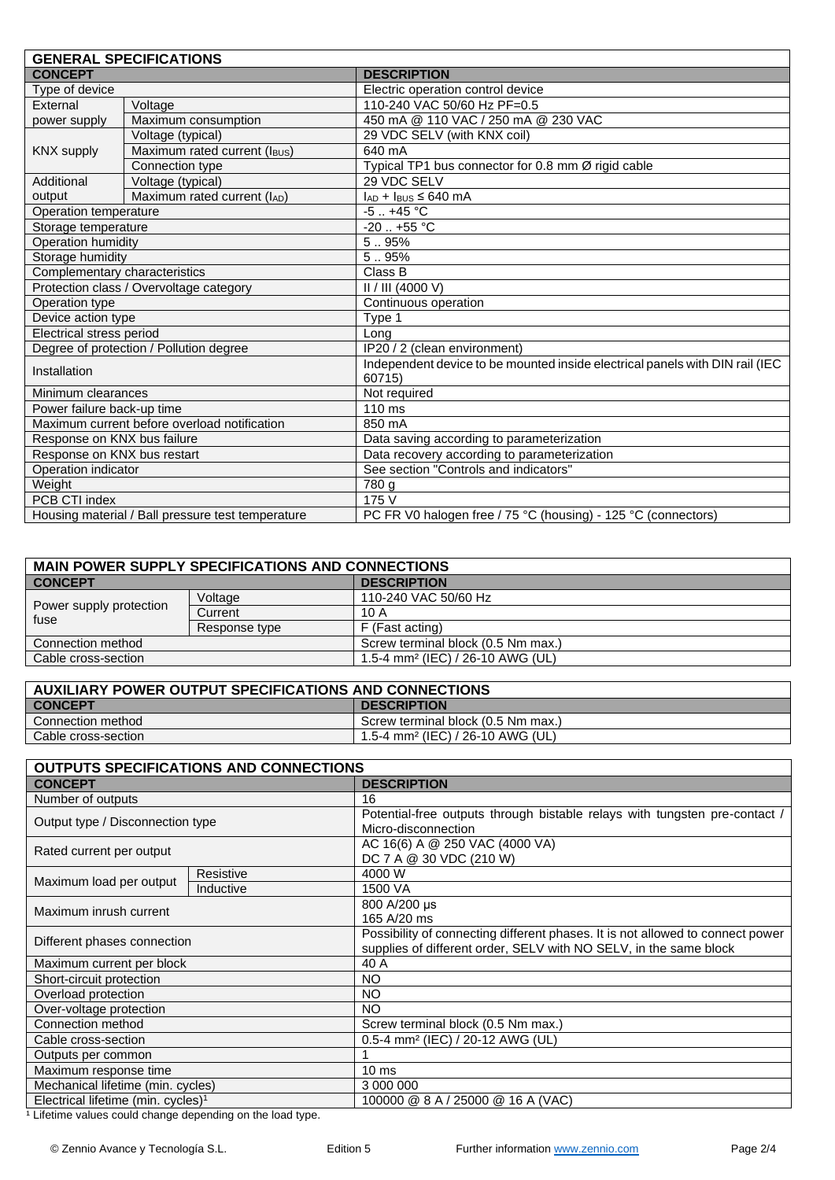| GENERAL SPECIFICATIONS | | |
|---|---|---|
| **CONCEPT** | | **DESCRIPTION** |
| Type of device | | Electric operation control device |
| External power supply | Voltage | 110-240 VAC 50/60 Hz PF=0.5 |
| | Maximum consumption | 450 mA @ 110 VAC / 250 mA @ 230 VAC |
| KNX supply | Voltage (typical) | 29 VDC SELV (with KNX coil) |
| | Maximum rated current ($I_{BUS}$) | 640 mA |
| | Connection type | Typical TP1 bus connector for 0.8 mm Ø rigid cable |
| Additional output | Voltage (typical) | 29 VDC SELV |
| | Maximum rated current ($I_{AD}$) | $I_{AD} + I_{BUS} \leq 640$ mA |
| Operation temperature | | -5 .. +45 °C |
| Storage temperature | | -20 .. +55 °C |
| Operation humidity | | 5 .. 95% |
| Storage humidity | | 5 .. 95% |
| Complementary characteristics | | Class B |
| Protection class / Overvoltage category | | II / III (4000 V) |
| Operation type | | Continuous operation |
| Device action type | | Type 1 |
| Electrical stress period | | Long |
| Degree of protection / Pollution degree | | IP20 / 2 (clean environment) |
| Installation | | Independent device to be mounted inside electrical panels with DIN rail (IEC 60715) |
| Minimum clearances | | Not required |
| Power failure back-up time | | 110 ms |
| Maximum current before overload notification | | 850 mA |
| Response on KNX bus failure | | Data saving according to parameterization |
| Response on KNX bus restart | | Data recovery according to parameterization |
| Operation indicator | | See section "Controls and indicators" |
| Weight | | 780 g |
| PCB CTI index | | 175 V |
| Housing material / Ball pressure test temperature | | PC FR V0 halogen free / 75 °C (housing) - 125 °C (connectors) |

| MAIN POWER SUPPLY SPECIFICATIONS AND CONNECTIONS | | |
|---|---|---|
| **CONCEPT** | | **DESCRIPTION** |
| Power supply protection fuse | Voltage | 110-240 VAC 50/60 Hz |
| | Current | 10 A |
| | Response type | F (Fast acting) |
| Connection method | | Screw terminal block (0.5 Nm max.) |
| Cable cross-section | | 1.5-4 mm² (IEC) / 26-10 AWG (UL) |

| AUXILIARY POWER OUTPUT SPECIFICATIONS AND CONNECTIONS | |
|---|---|
| **CONCEPT** | **DESCRIPTION** |
| Connection method | Screw terminal block (0.5 Nm max.) |
| Cable cross-section | 1.5-4 mm² (IEC) / 26-10 AWG (UL) |

| OUTPUTS SPECIFICATIONS AND CONNECTIONS | | |
|---|---|---|
| **CONCEPT** | | **DESCRIPTION** |
| Number of outputs | | 16 |
| Output type / Disconnection type | | Potential-free outputs through bistable relays with tungsten pre-contact / Micro-disconnection |
| Rated current per output | | AC 16(6) A @ 250 VAC (4000 VA)<br>DC 7 A @ 30 VDC (210 W) |
| Maximum load per output | Resistive | 4000 W |
| | Inductive | 1500 VA |
| Maximum inrush current | | 800 A/200 µs<br>165 A/20 ms |
| Different phases connection | | Possibility of connecting different phases. It is not allowed to connect power supplies of different order, SELV with NO SELV, in the same block |
| Maximum current per block | | 40 A |
| Short-circuit protection | | NO |
| Overload protection | | NO |
| Over-voltage protection | | NO |
| Connection method | | Screw terminal block (0.5 Nm max.) |
| Cable cross-section | | 0.5-4 mm² (IEC) / 20-12 AWG (UL) |
| Outputs per common | | 1 |
| Maximum response time | | 10 ms |
| Mechanical lifetime (min. cycles) | | 3 000 000 |
| Electrical lifetime (min. cycles)[1] | | 100000 @ 8 A / 25000 @ 16 A (VAC) |

[1] Lifetime values could change depending on the load type.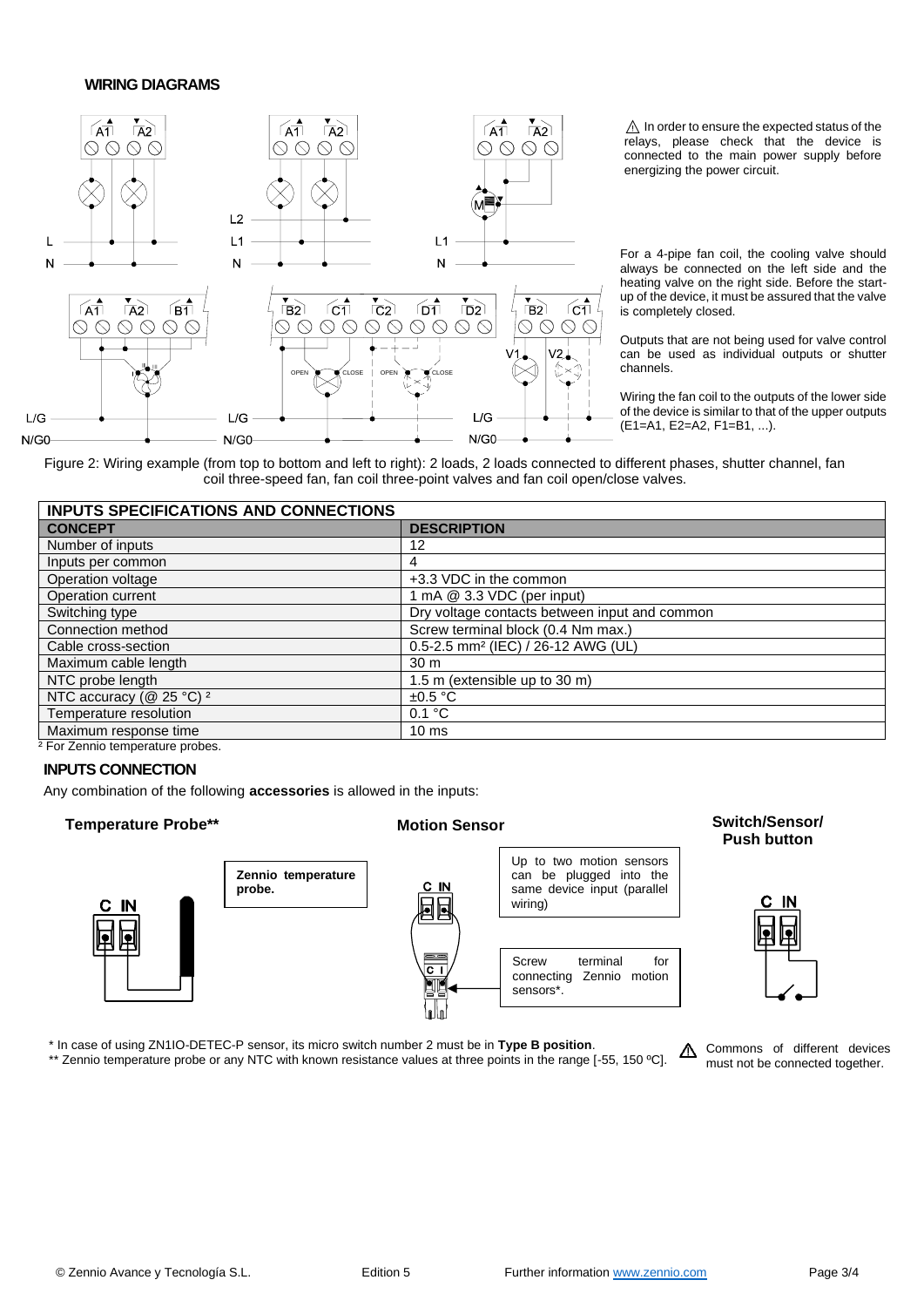### WIRING DIAGRAMS

⚠ In order to ensure the expected status of the relays, please check that the device is connected to the main power supply before energizing the power circuit.

For a 4-pipe fan coil, the cooling valve should always be connected on the left side and the heating valve on the right side. Before the start-up of the device, it must be assured that the valve is completely closed.

Outputs that are not being used for valve control can be used as individual outputs or shutter channels.

Wiring the fan coil to the outputs of the lower side of the device is similar to that of the upper outputs (E1=A1, E2=A2, F1=B1, ...).

Figure 2: Wiring example (from top to bottom and left to right): 2 loads, 2 loads connected to different phases, shutter channel, fan coil three-speed fan, fan coil three-point valves and fan coil open/close valves.

| INPUTS SPECIFICATIONS AND CONNECTIONS | |
|---|---|
| **CONCEPT** | **DESCRIPTION** |
| Number of inputs | 12 |
| Inputs per common | 4 |
| Operation voltage | +3.3 VDC in the common |
| Operation current | 1 mA @ 3.3 VDC (per input) |
| Switching type | Dry voltage contacts between input and common |
| Connection method | Screw terminal block (0.4 Nm max.) |
| Cable cross-section | 0.5-2.5 mm² (IEC) / 26-12 AWG (UL) |
| Maximum cable length | 30 m |
| NTC probe length | 1.5 m (extensible up to 30 m) |
| NTC accuracy (@ 25 °C) [2] | ±0.5 °C |
| Temperature resolution | 0.1 °C |
| Maximum response time | 10 ms |

[2] For Zennio temperature probes.

### INPUTS CONNECTION

Any combination of the following **accessories** is allowed in the inputs:

**Temperature Probe\*\***

**Zennio temperature probe.**

**Motion Sensor**

Up to two motion sensors can be plugged into the same device input (parallel wiring)

Screw terminal for connecting Zennio motion sensors*.

**Switch/Sensor/ Push button**

\* In case of using ZN1IO-DETEC-P sensor, its micro switch number 2 must be in **Type B position**.

\*\* Zennio temperature probe or any NTC with known resistance values at three points in the range [-55, 150 ºC].

⚠ Commons of different devices must not be connected together.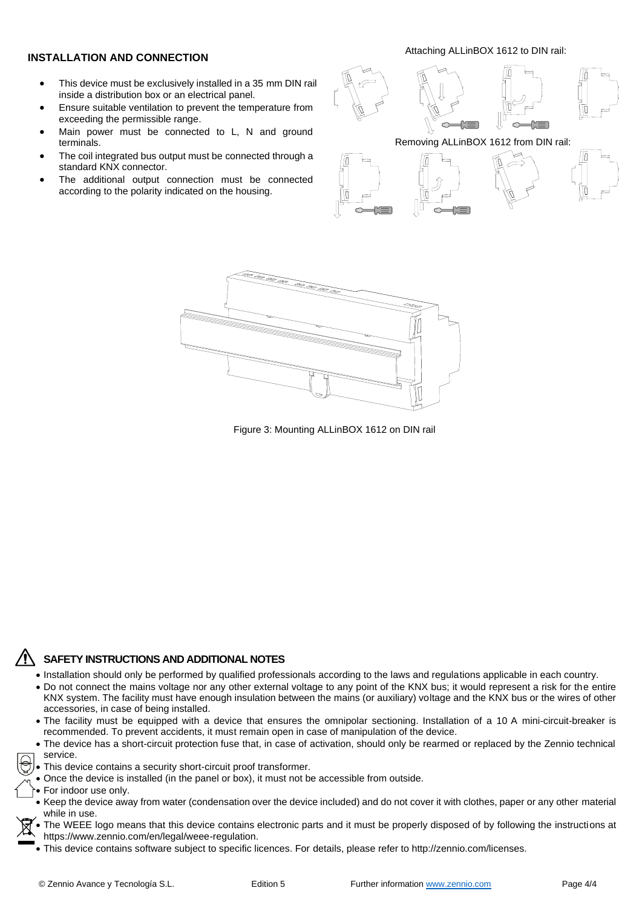## INSTALLATION AND CONNECTION

- This device must be exclusively installed in a 35 mm DIN rail inside a distribution box or an electrical panel.
- Ensure suitable ventilation to prevent the temperature from exceeding the permissible range.
- Main power must be connected to L, N and ground terminals.
- The coil integrated bus output must be connected through a standard KNX connector.
- The additional output connection must be connected according to the polarity indicated on the housing.

Attaching ALLinBOX 1612 to DIN rail:

Removing ALLinBOX 1612 from DIN rail:

Figure 3: Mounting ALLinBOX 1612 on DIN rail

## SAFETY INSTRUCTIONS AND ADDITIONAL NOTES

- Installation should only be performed by qualified professionals according to the laws and regulations applicable in each country.
- Do not connect the mains voltage nor any other external voltage to any point of the KNX bus; it would represent a risk for the entire KNX system. The facility must have enough insulation between the mains (or auxiliary) voltage and the KNX bus or the wires of other accessories, in case of being installed.
- The facility must be equipped with a device that ensures the omnipolar sectioning. Installation of a 10 A mini-circuit-breaker is recommended. To prevent accidents, it must remain open in case of manipulation of the device.
- The device has a short-circuit protection fuse that, in case of activation, should only be rearmed or replaced by the Zennio technical service.
- This device contains a security short-circuit proof transformer.
- Once the device is installed (in the panel or box), it must not be accessible from outside.
- For indoor use only.
- Keep the device away from water (condensation over the device included) and do not cover it with clothes, paper or any other material while in use.
- The WEEE logo means that this device contains electronic parts and it must be properly disposed of by following the instructions at https://www.zennio.com/en/legal/weee-regulation.
- This device contains software subject to specific licences. For details, please refer to http://zennio.com/licenses.